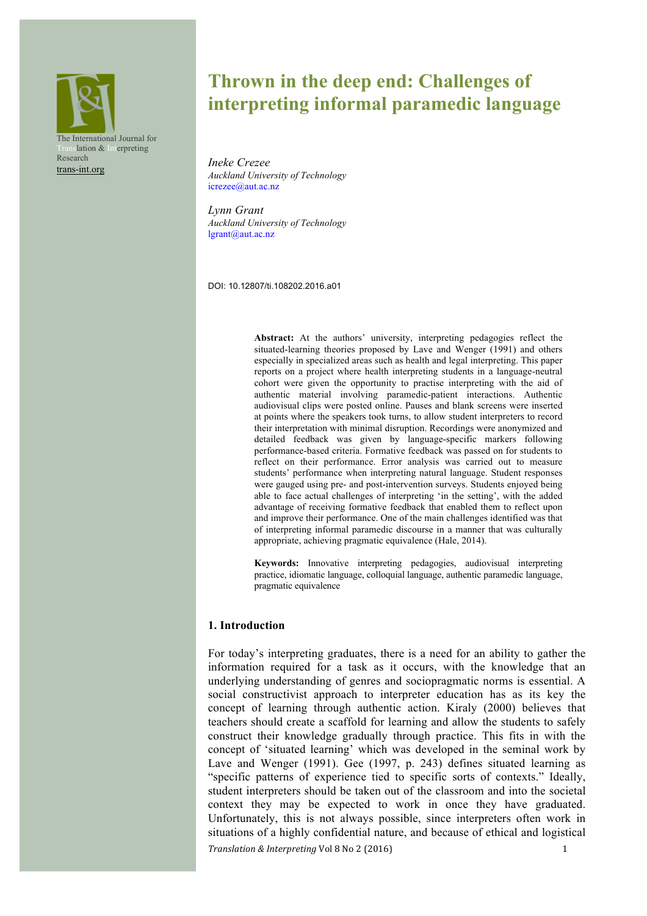The International Journal for Translation & Interpreting Research
trans-int.org

# Thrown in the deep end: Challenges of interpreting informal paramedic language

*Ineke Crezee*
*Auckland University of Technology*
icrezee@aut.ac.nz

*Lynn Grant*
*Auckland University of Technology*
lgrant@aut.ac.nz

DOI: 10.12807/ti.108202.2016.a01

**Abstract:** At the authors' university, interpreting pedagogies reflect the situated-learning theories proposed by Lave and Wenger (1991) and others especially in specialized areas such as health and legal interpreting. This paper reports on a project where health interpreting students in a language-neutral cohort were given the opportunity to practise interpreting with the aid of authentic material involving paramedic-patient interactions. Authentic audiovisual clips were posted online. Pauses and blank screens were inserted at points where the speakers took turns, to allow student interpreters to record their interpretation with minimal disruption. Recordings were anonymized and detailed feedback was given by language-specific markers following performance-based criteria. Formative feedback was passed on for students to reflect on their performance. Error analysis was carried out to measure students' performance when interpreting natural language. Student responses were gauged using pre- and post-intervention surveys. Students enjoyed being able to face actual challenges of interpreting 'in the setting', with the added advantage of receiving formative feedback that enabled them to reflect upon and improve their performance. One of the main challenges identified was that of interpreting informal paramedic discourse in a manner that was culturally appropriate, achieving pragmatic equivalence (Hale, 2014).

**Keywords:** Innovative interpreting pedagogies, audiovisual interpreting practice, idiomatic language, colloquial language, authentic paramedic language, pragmatic equivalence

## 1. Introduction

For today's interpreting graduates, there is a need for an ability to gather the information required for a task as it occurs, with the knowledge that an underlying understanding of genres and sociopragmatic norms is essential. A social constructivist approach to interpreter education has as its key the concept of learning through authentic action. Kiraly (2000) believes that teachers should create a scaffold for learning and allow the students to safely construct their knowledge gradually through practice. This fits in with the concept of 'situated learning' which was developed in the seminal work by Lave and Wenger (1991). Gee (1997, p. 243) defines situated learning as "specific patterns of experience tied to specific sorts of contexts." Ideally, student interpreters should be taken out of the classroom and into the societal context they may be expected to work in once they have graduated. Unfortunately, this is not always possible, since interpreters often work in situations of a highly confidential nature, and because of ethical and logistical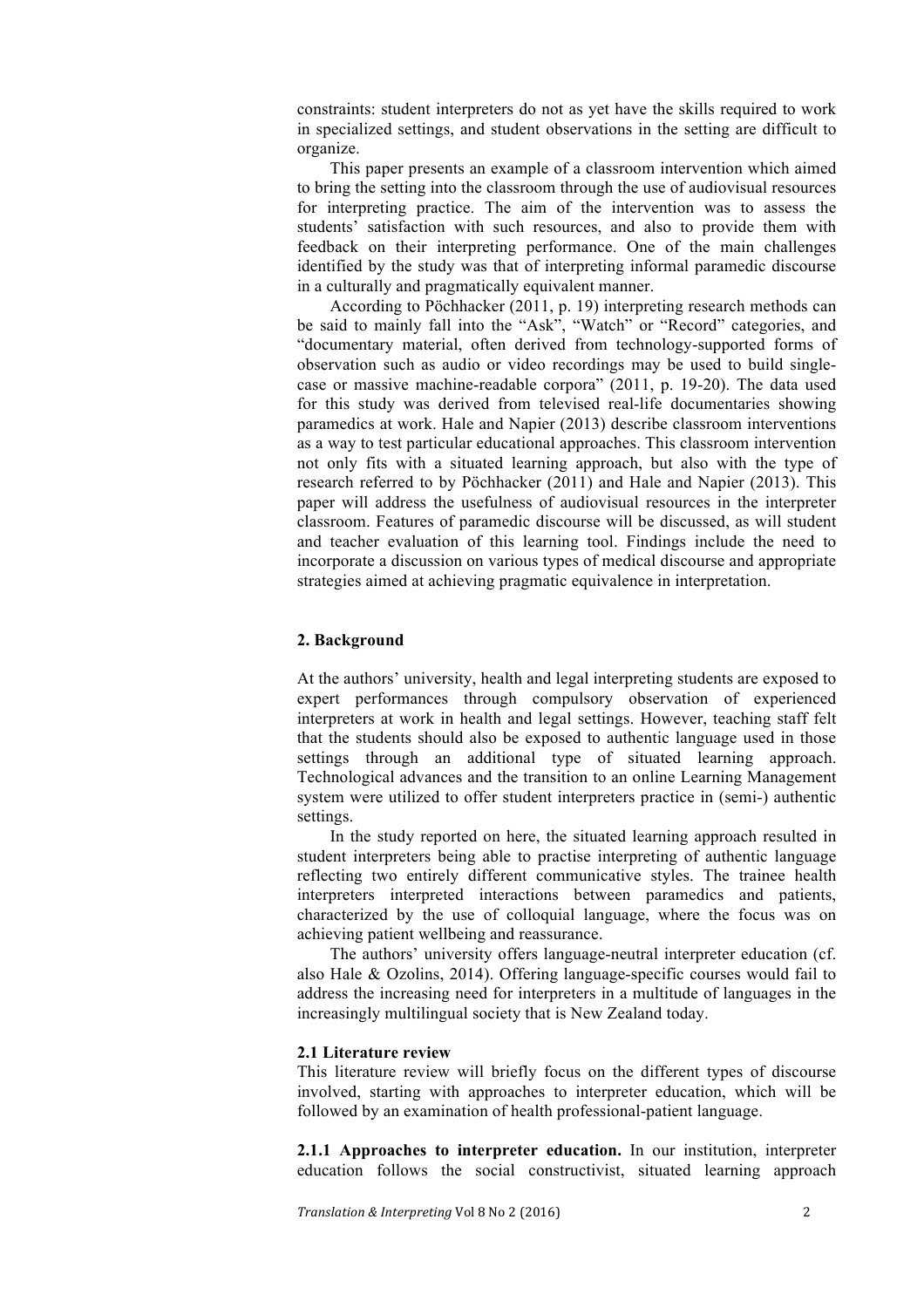constraints: student interpreters do not as yet have the skills required to work in specialized settings, and student observations in the setting are difficult to organize.

This paper presents an example of a classroom intervention which aimed to bring the setting into the classroom through the use of audiovisual resources for interpreting practice. The aim of the intervention was to assess the students' satisfaction with such resources, and also to provide them with feedback on their interpreting performance. One of the main challenges identified by the study was that of interpreting informal paramedic discourse in a culturally and pragmatically equivalent manner.

According to Pöchhacker (2011, p. 19) interpreting research methods can be said to mainly fall into the "Ask", "Watch" or "Record" categories, and "documentary material, often derived from technology-supported forms of observation such as audio or video recordings may be used to build single-case or massive machine-readable corpora" (2011, p. 19-20). The data used for this study was derived from televised real-life documentaries showing paramedics at work. Hale and Napier (2013) describe classroom interventions as a way to test particular educational approaches. This classroom intervention not only fits with a situated learning approach, but also with the type of research referred to by Pöchhacker (2011) and Hale and Napier (2013). This paper will address the usefulness of audiovisual resources in the interpreter classroom. Features of paramedic discourse will be discussed, as will student and teacher evaluation of this learning tool. Findings include the need to incorporate a discussion on various types of medical discourse and appropriate strategies aimed at achieving pragmatic equivalence in interpretation.

## 2. Background

At the authors' university, health and legal interpreting students are exposed to expert performances through compulsory observation of experienced interpreters at work in health and legal settings. However, teaching staff felt that the students should also be exposed to authentic language used in those settings through an additional type of situated learning approach. Technological advances and the transition to an online Learning Management system were utilized to offer student interpreters practice in (semi-) authentic settings.

In the study reported on here, the situated learning approach resulted in student interpreters being able to practise interpreting of authentic language reflecting two entirely different communicative styles. The trainee health interpreters interpreted interactions between paramedics and patients, characterized by the use of colloquial language, where the focus was on achieving patient wellbeing and reassurance.

The authors' university offers language-neutral interpreter education (cf. also Hale & Ozolins, 2014). Offering language-specific courses would fail to address the increasing need for interpreters in a multitude of languages in the increasingly multilingual society that is New Zealand today.

### 2.1 Literature review

This literature review will briefly focus on the different types of discourse involved, starting with approaches to interpreter education, which will be followed by an examination of health professional-patient language.

**2.1.1 Approaches to interpreter education.** In our institution, interpreter education follows the social constructivist, situated learning approach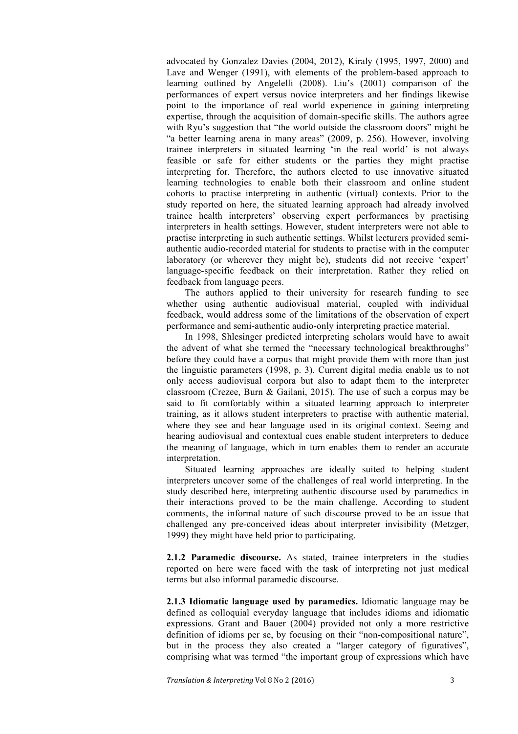advocated by Gonzalez Davies (2004, 2012), Kiraly (1995, 1997, 2000) and Lave and Wenger (1991), with elements of the problem-based approach to learning outlined by Angelelli (2008). Liu's (2001) comparison of the performances of expert versus novice interpreters and her findings likewise point to the importance of real world experience in gaining interpreting expertise, through the acquisition of domain-specific skills. The authors agree with Ryu's suggestion that "the world outside the classroom doors" might be "a better learning arena in many areas" (2009, p. 256). However, involving trainee interpreters in situated learning 'in the real world' is not always feasible or safe for either students or the parties they might practise interpreting for. Therefore, the authors elected to use innovative situated learning technologies to enable both their classroom and online student cohorts to practise interpreting in authentic (virtual) contexts. Prior to the study reported on here, the situated learning approach had already involved trainee health interpreters' observing expert performances by practising interpreters in health settings. However, student interpreters were not able to practise interpreting in such authentic settings. Whilst lecturers provided semi-authentic audio-recorded material for students to practise with in the computer laboratory (or wherever they might be), students did not receive 'expert' language-specific feedback on their interpretation. Rather they relied on feedback from language peers.

The authors applied to their university for research funding to see whether using authentic audiovisual material, coupled with individual feedback, would address some of the limitations of the observation of expert performance and semi-authentic audio-only interpreting practice material.

In 1998, Shlesinger predicted interpreting scholars would have to await the advent of what she termed the "necessary technological breakthroughs" before they could have a corpus that might provide them with more than just the linguistic parameters (1998, p. 3). Current digital media enable us to not only access audiovisual corpora but also to adapt them to the interpreter classroom (Crezee, Burn & Gailani, 2015). The use of such a corpus may be said to fit comfortably within a situated learning approach to interpreter training, as it allows student interpreters to practise with authentic material, where they see and hear language used in its original context. Seeing and hearing audiovisual and contextual cues enable student interpreters to deduce the meaning of language, which in turn enables them to render an accurate interpretation.

Situated learning approaches are ideally suited to helping student interpreters uncover some of the challenges of real world interpreting. In the study described here, interpreting authentic discourse used by paramedics in their interactions proved to be the main challenge. According to student comments, the informal nature of such discourse proved to be an issue that challenged any pre-conceived ideas about interpreter invisibility (Metzger, 1999) they might have held prior to participating.

**2.1.2 Paramedic discourse.** As stated, trainee interpreters in the studies reported on here were faced with the task of interpreting not just medical terms but also informal paramedic discourse.

**2.1.3 Idiomatic language used by paramedics.** Idiomatic language may be defined as colloquial everyday language that includes idioms and idiomatic expressions. Grant and Bauer (2004) provided not only a more restrictive definition of idioms per se, by focusing on their "non-compositional nature", but in the process they also created a "larger category of figuratives", comprising what was termed "the important group of expressions which have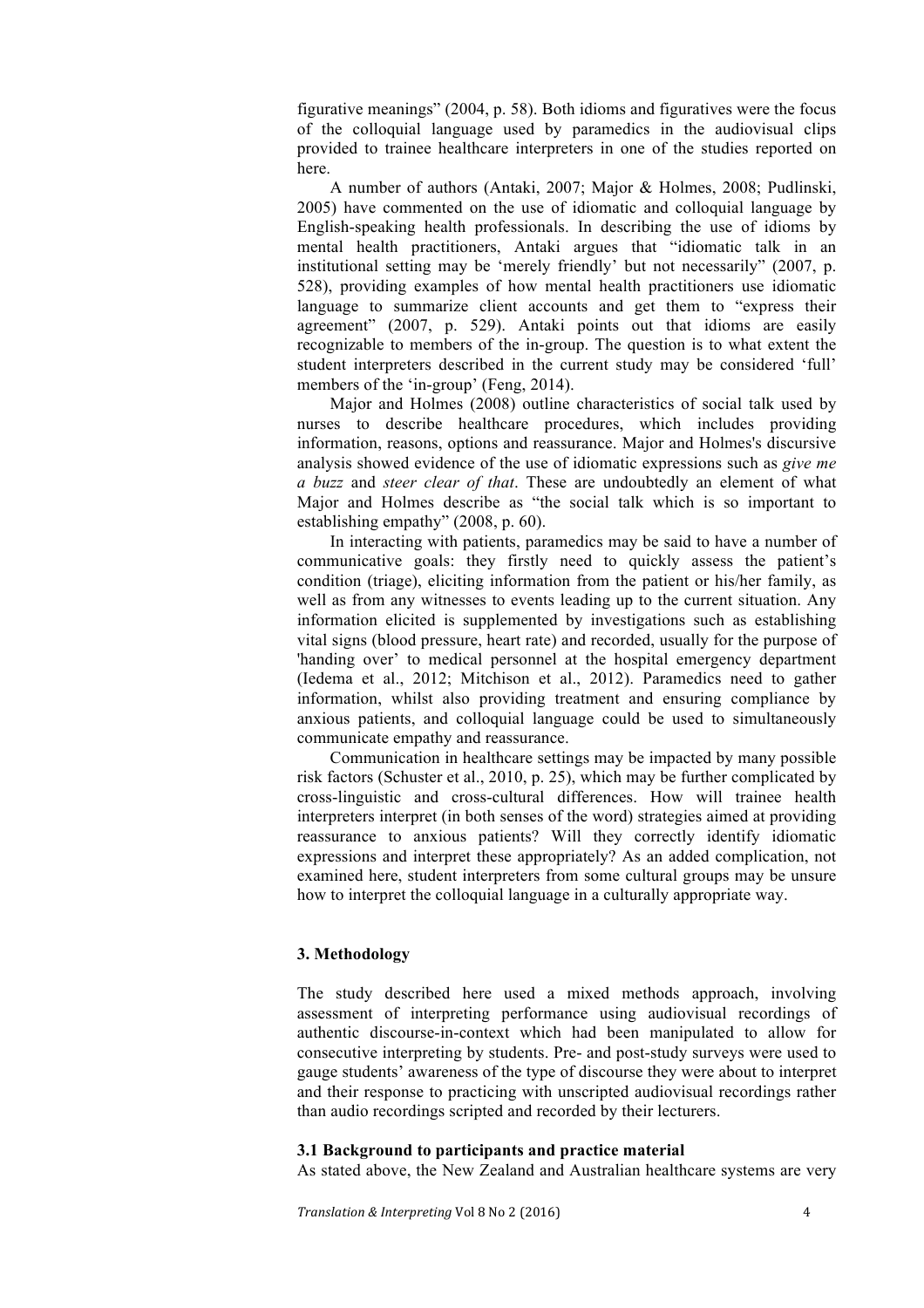figurative meanings" (2004, p. 58). Both idioms and figuratives were the focus of the colloquial language used by paramedics in the audiovisual clips provided to trainee healthcare interpreters in one of the studies reported on here.

A number of authors (Antaki, 2007; Major & Holmes, 2008; Pudlinski, 2005) have commented on the use of idiomatic and colloquial language by English-speaking health professionals. In describing the use of idioms by mental health practitioners, Antaki argues that "idiomatic talk in an institutional setting may be 'merely friendly' but not necessarily" (2007, p. 528), providing examples of how mental health practitioners use idiomatic language to summarize client accounts and get them to "express their agreement" (2007, p. 529). Antaki points out that idioms are easily recognizable to members of the in-group. The question is to what extent the student interpreters described in the current study may be considered 'full' members of the 'in-group' (Feng, 2014).

Major and Holmes (2008) outline characteristics of social talk used by nurses to describe healthcare procedures, which includes providing information, reasons, options and reassurance. Major and Holmes's discursive analysis showed evidence of the use of idiomatic expressions such as *give me a buzz* and *steer clear of that*. These are undoubtedly an element of what Major and Holmes describe as "the social talk which is so important to establishing empathy" (2008, p. 60).

In interacting with patients, paramedics may be said to have a number of communicative goals: they firstly need to quickly assess the patient's condition (triage), eliciting information from the patient or his/her family, as well as from any witnesses to events leading up to the current situation. Any information elicited is supplemented by investigations such as establishing vital signs (blood pressure, heart rate) and recorded, usually for the purpose of 'handing over' to medical personnel at the hospital emergency department (Iedema et al., 2012; Mitchison et al., 2012). Paramedics need to gather information, whilst also providing treatment and ensuring compliance by anxious patients, and colloquial language could be used to simultaneously communicate empathy and reassurance.

Communication in healthcare settings may be impacted by many possible risk factors (Schuster et al., 2010, p. 25), which may be further complicated by cross-linguistic and cross-cultural differences. How will trainee health interpreters interpret (in both senses of the word) strategies aimed at providing reassurance to anxious patients? Will they correctly identify idiomatic expressions and interpret these appropriately? As an added complication, not examined here, student interpreters from some cultural groups may be unsure how to interpret the colloquial language in a culturally appropriate way.

## 3. Methodology

The study described here used a mixed methods approach, involving assessment of interpreting performance using audiovisual recordings of authentic discourse-in-context which had been manipulated to allow for consecutive interpreting by students. Pre- and post-study surveys were used to gauge students' awareness of the type of discourse they were about to interpret and their response to practicing with unscripted audiovisual recordings rather than audio recordings scripted and recorded by their lecturers.

### 3.1 Background to participants and practice material

As stated above, the New Zealand and Australian healthcare systems are very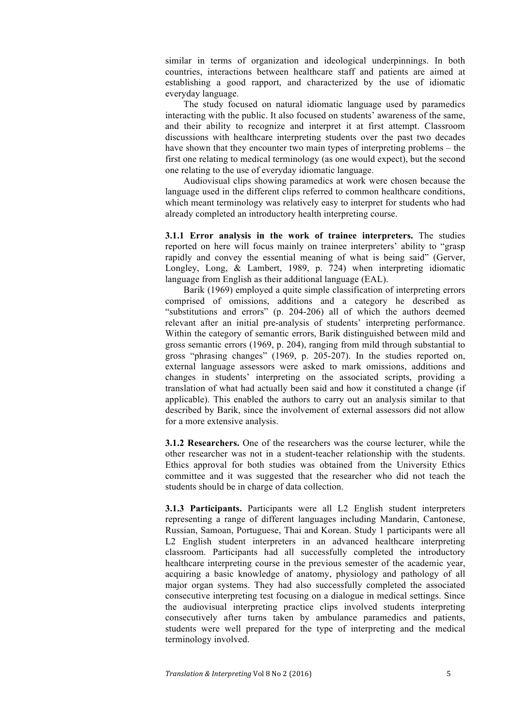similar in terms of organization and ideological underpinnings. In both countries, interactions between healthcare staff and patients are aimed at establishing a good rapport, and characterized by the use of idiomatic everyday language.

The study focused on natural idiomatic language used by paramedics interacting with the public. It also focused on students' awareness of the same, and their ability to recognize and interpret it at first attempt. Classroom discussions with healthcare interpreting students over the past two decades have shown that they encounter two main types of interpreting problems – the first one relating to medical terminology (as one would expect), but the second one relating to the use of everyday idiomatic language.

Audiovisual clips showing paramedics at work were chosen because the language used in the different clips referred to common healthcare conditions, which meant terminology was relatively easy to interpret for students who had already completed an introductory health interpreting course.

**3.1.1 Error analysis in the work of trainee interpreters.** The studies reported on here will focus mainly on trainee interpreters' ability to "grasp rapidly and convey the essential meaning of what is being said" (Gerver, Longley, Long, & Lambert, 1989, p. 724) when interpreting idiomatic language from English as their additional language (EAL).

Barik (1969) employed a quite simple classification of interpreting errors comprised of omissions, additions and a category he described as "substitutions and errors" (p. 204-206) all of which the authors deemed relevant after an initial pre-analysis of students' interpreting performance. Within the category of semantic errors, Barik distinguished between mild and gross semantic errors (1969, p. 204), ranging from mild through substantial to gross "phrasing changes" (1969, p. 205-207). In the studies reported on, external language assessors were asked to mark omissions, additions and changes in students' interpreting on the associated scripts, providing a translation of what had actually been said and how it constituted a change (if applicable). This enabled the authors to carry out an analysis similar to that described by Barik, since the involvement of external assessors did not allow for a more extensive analysis.

**3.1.2 Researchers.** One of the researchers was the course lecturer, while the other researcher was not in a student-teacher relationship with the students. Ethics approval for both studies was obtained from the University Ethics committee and it was suggested that the researcher who did not teach the students should be in charge of data collection.

**3.1.3 Participants.** Participants were all L2 English student interpreters representing a range of different languages including Mandarin, Cantonese, Russian, Samoan, Portuguese, Thai and Korean. Study 1 participants were all L2 English student interpreters in an advanced healthcare interpreting classroom. Participants had all successfully completed the introductory healthcare interpreting course in the previous semester of the academic year, acquiring a basic knowledge of anatomy, physiology and pathology of all major organ systems. They had also successfully completed the associated consecutive interpreting test focusing on a dialogue in medical settings. Since the audiovisual interpreting practice clips involved students interpreting consecutively after turns taken by ambulance paramedics and patients, students were well prepared for the type of interpreting and the medical terminology involved.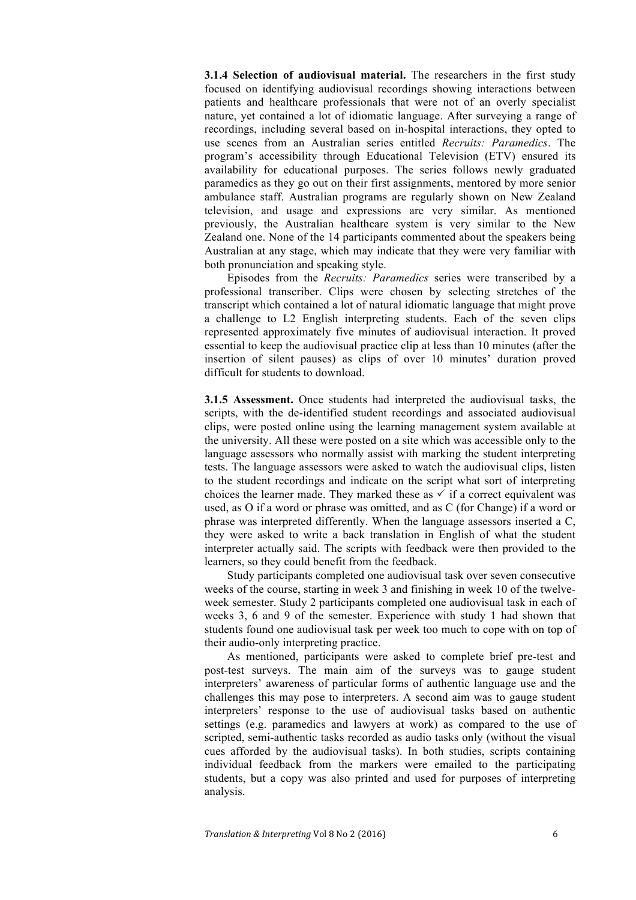**3.1.4 Selection of audiovisual material.** The researchers in the first study focused on identifying audiovisual recordings showing interactions between patients and healthcare professionals that were not of an overly specialist nature, yet contained a lot of idiomatic language. After surveying a range of recordings, including several based on in-hospital interactions, they opted to use scenes from an Australian series entitled *Recruits: Paramedics*. The program's accessibility through Educational Television (ETV) ensured its availability for educational purposes. The series follows newly graduated paramedics as they go out on their first assignments, mentored by more senior ambulance staff. Australian programs are regularly shown on New Zealand television, and usage and expressions are very similar. As mentioned previously, the Australian healthcare system is very similar to the New Zealand one. None of the 14 participants commented about the speakers being Australian at any stage, which may indicate that they were very familiar with both pronunciation and speaking style.

Episodes from the *Recruits: Paramedics* series were transcribed by a professional transcriber. Clips were chosen by selecting stretches of the transcript which contained a lot of natural idiomatic language that might prove a challenge to L2 English interpreting students. Each of the seven clips represented approximately five minutes of audiovisual interaction. It proved essential to keep the audiovisual practice clip at less than 10 minutes (after the insertion of silent pauses) as clips of over 10 minutes' duration proved difficult for students to download.

**3.1.5 Assessment.** Once students had interpreted the audiovisual tasks, the scripts, with the de-identified student recordings and associated audiovisual clips, were posted online using the learning management system available at the university. All these were posted on a site which was accessible only to the language assessors who normally assist with marking the student interpreting tests. The language assessors were asked to watch the audiovisual clips, listen to the student recordings and indicate on the script what sort of interpreting choices the learner made. They marked these as ✓ if a correct equivalent was used, as O if a word or phrase was omitted, and as C (for Change) if a word or phrase was interpreted differently. When the language assessors inserted a C, they were asked to write a back translation in English of what the student interpreter actually said. The scripts with feedback were then provided to the learners, so they could benefit from the feedback.

Study participants completed one audiovisual task over seven consecutive weeks of the course, starting in week 3 and finishing in week 10 of the twelve-week semester. Study 2 participants completed one audiovisual task in each of weeks 3, 6 and 9 of the semester. Experience with study 1 had shown that students found one audiovisual task per week too much to cope with on top of their audio-only interpreting practice.

As mentioned, participants were asked to complete brief pre-test and post-test surveys. The main aim of the surveys was to gauge student interpreters' awareness of particular forms of authentic language use and the challenges this may pose to interpreters. A second aim was to gauge student interpreters' response to the use of audiovisual tasks based on authentic settings (e.g. paramedics and lawyers at work) as compared to the use of scripted, semi-authentic tasks recorded as audio tasks only (without the visual cues afforded by the audiovisual tasks). In both studies, scripts containing individual feedback from the markers were emailed to the participating students, but a copy was also printed and used for purposes of interpreting analysis.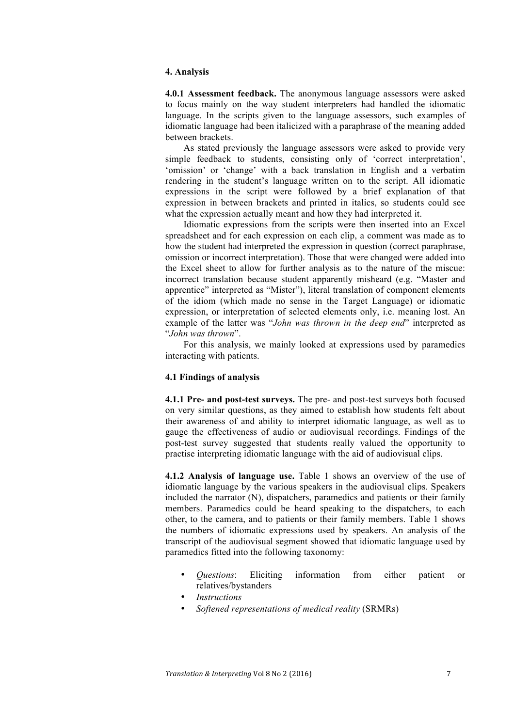## 4. Analysis

**4.0.1 Assessment feedback.** The anonymous language assessors were asked to focus mainly on the way student interpreters had handled the idiomatic language. In the scripts given to the language assessors, such examples of idiomatic language had been italicized with a paraphrase of the meaning added between brackets.

As stated previously the language assessors were asked to provide very simple feedback to students, consisting only of 'correct interpretation', 'omission' or 'change' with a back translation in English and a verbatim rendering in the student's language written on to the script. All idiomatic expressions in the script were followed by a brief explanation of that expression in between brackets and printed in italics, so students could see what the expression actually meant and how they had interpreted it.

Idiomatic expressions from the scripts were then inserted into an Excel spreadsheet and for each expression on each clip, a comment was made as to how the student had interpreted the expression in question (correct paraphrase, omission or incorrect interpretation). Those that were changed were added into the Excel sheet to allow for further analysis as to the nature of the miscue: incorrect translation because student apparently misheard (e.g. "Master and apprentice" interpreted as "Mister"), literal translation of component elements of the idiom (which made no sense in the Target Language) or idiomatic expression, or interpretation of selected elements only, i.e. meaning lost. An example of the latter was "*John was thrown in the deep end*" interpreted as "*John was thrown*".

For this analysis, we mainly looked at expressions used by paramedics interacting with patients.

### 4.1 Findings of analysis

**4.1.1 Pre- and post-test surveys.** The pre- and post-test surveys both focused on very similar questions, as they aimed to establish how students felt about their awareness of and ability to interpret idiomatic language, as well as to gauge the effectiveness of audio or audiovisual recordings. Findings of the post-test survey suggested that students really valued the opportunity to practise interpreting idiomatic language with the aid of audiovisual clips.

**4.1.2 Analysis of language use.** Table 1 shows an overview of the use of idiomatic language by the various speakers in the audiovisual clips. Speakers included the narrator (N), dispatchers, paramedics and patients or their family members. Paramedics could be heard speaking to the dispatchers, to each other, to the camera, and to patients or their family members. Table 1 shows the numbers of idiomatic expressions used by speakers. An analysis of the transcript of the audiovisual segment showed that idiomatic language used by paramedics fitted into the following taxonomy:

- *Questions*: Eliciting information from either patient or relatives/bystanders
- *Instructions*
- *Softened representations of medical reality* (SRMRs)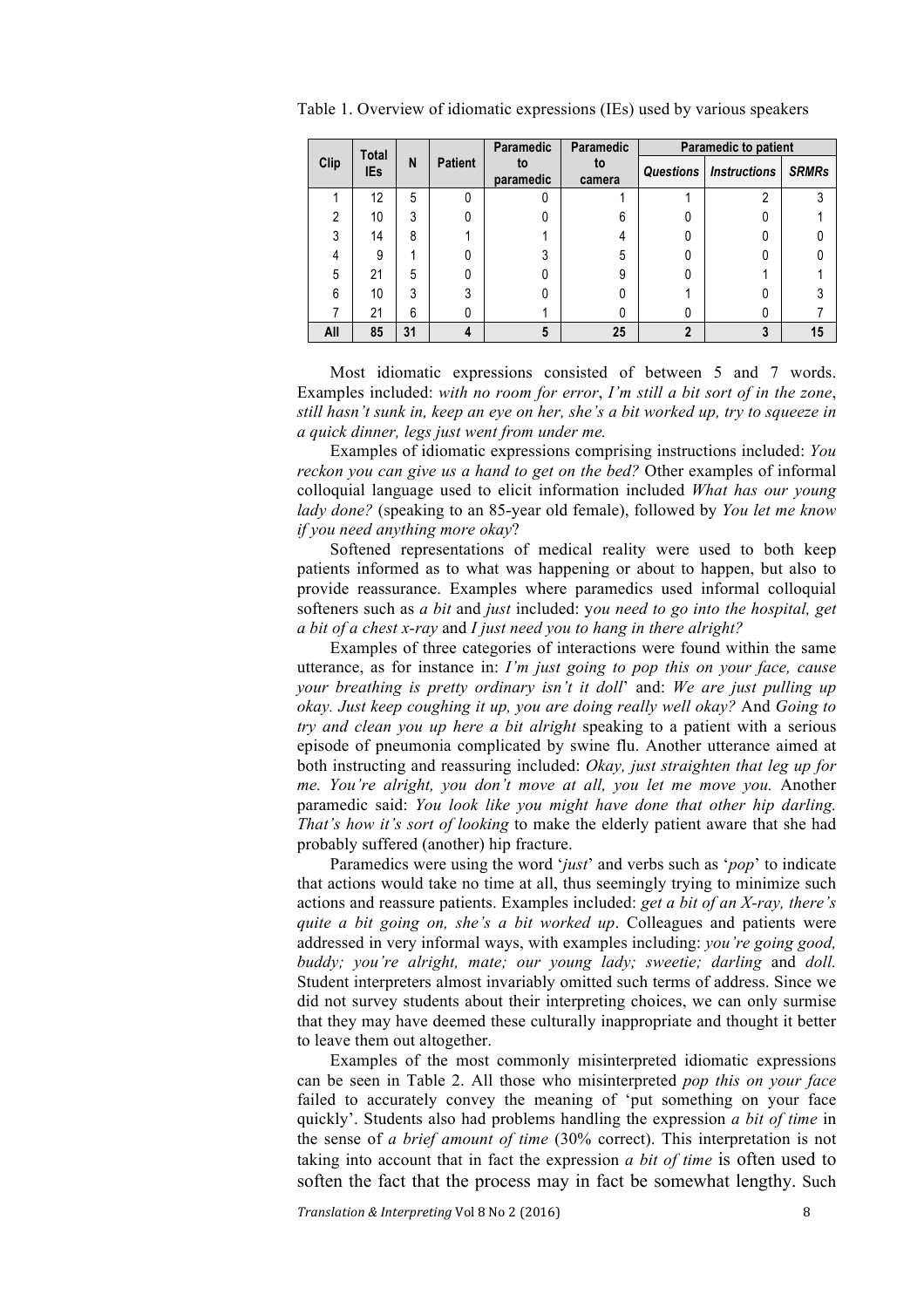Table 1. Overview of idiomatic expressions (IEs) used by various speakers

| Clip | Total IEs | N | Patient | Paramedic to paramedic | Paramedic to camera | Paramedic to patient | | |
|---|---|---|---|---|---|---|---|---|
| | | | | | | *Questions* | *Instructions* | *SRMRs* |
| 1 | 12 | 5 | 0 | 0 | 1 | 1 | 2 | 3 |
| 2 | 10 | 3 | 0 | 0 | 6 | 0 | 0 | 1 |
| 3 | 14 | 8 | 1 | 1 | 4 | 0 | 0 | 0 |
| 4 | 9 | 1 | 0 | 3 | 5 | 0 | 0 | 0 |
| 5 | 21 | 5 | 0 | 0 | 9 | 0 | 1 | 1 |
| 6 | 10 | 3 | 3 | 0 | 0 | 1 | 0 | 3 |
| 7 | 21 | 6 | 0 | 1 | 0 | 0 | 0 | 7 |
| **All** | **85** | **31** | **4** | **5** | **25** | **2** | **3** | **15** |

Most idiomatic expressions consisted of between 5 and 7 words. Examples included: *with no room for error*, *I'm still a bit sort of in the zone*, *still hasn't sunk in, keep an eye on her, she's a bit worked up, try to squeeze in a quick dinner, legs just went from under me.*

Examples of idiomatic expressions comprising instructions included: *You reckon you can give us a hand to get on the bed?* Other examples of informal colloquial language used to elicit information included *What has our young lady done?* (speaking to an 85-year old female), followed by *You let me know if you need anything more okay*?

Softened representations of medical reality were used to both keep patients informed as to what was happening or about to happen, but also to provide reassurance. Examples where paramedics used informal colloquial softeners such as *a bit* and *just* included: y*ou need to go into the hospital, get a bit of a chest x-ray* and *I just need you to hang in there alright?*

Examples of three categories of interactions were found within the same utterance, as for instance in: *I'm just going to pop this on your face, cause your breathing is pretty ordinary isn't it doll*' and: *We are just pulling up okay. Just keep coughing it up, you are doing really well okay?* And *Going to try and clean you up here a bit alright* speaking to a patient with a serious episode of pneumonia complicated by swine flu. Another utterance aimed at both instructing and reassuring included: *Okay, just straighten that leg up for me. You're alright, you don't move at all, you let me move you.* Another paramedic said: *You look like you might have done that other hip darling. That's how it's sort of looking* to make the elderly patient aware that she had probably suffered (another) hip fracture.

Paramedics were using the word '*just*' and verbs such as '*pop*' to indicate that actions would take no time at all, thus seemingly trying to minimize such actions and reassure patients. Examples included: *get a bit of an X-ray, there's quite a bit going on, she's a bit worked up*. Colleagues and patients were addressed in very informal ways, with examples including: *you're going good, buddy; you're alright, mate; our young lady; sweetie; darling* and *doll.* Student interpreters almost invariably omitted such terms of address. Since we did not survey students about their interpreting choices, we can only surmise that they may have deemed these culturally inappropriate and thought it better to leave them out altogether.

Examples of the most commonly misinterpreted idiomatic expressions can be seen in Table 2. All those who misinterpreted *pop this on your face* failed to accurately convey the meaning of 'put something on your face quickly'. Students also had problems handling the expression *a bit of time* in the sense of *a brief amount of time* (30% correct). This interpretation is not taking into account that in fact the expression *a bit of time* is often used to soften the fact that the process may in fact be somewhat lengthy. Such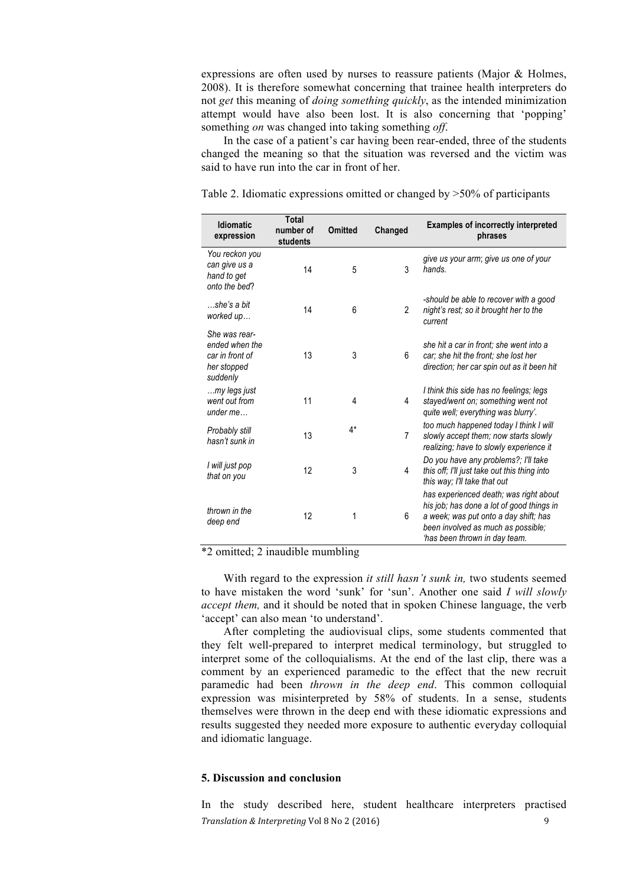expressions are often used by nurses to reassure patients (Major & Holmes, 2008). It is therefore somewhat concerning that trainee health interpreters do not *get* this meaning of *doing something quickly*, as the intended minimization attempt would have also been lost. It is also concerning that 'popping' something *on* was changed into taking something *off*.

In the case of a patient's car having been rear-ended, three of the students changed the meaning so that the situation was reversed and the victim was said to have run into the car in front of her.

Table 2. Idiomatic expressions omitted or changed by >50% of participants

| Idiomatic expression | Total number of students | Omitted | Changed | Examples of incorrectly interpreted phrases |
|---|---|---|---|---|
| *You reckon you can give us a hand to get onto the bed*? | 14 | 5 | 3 | *give us your arm*; *give us one of your hands.* |
| *…she's a bit worked up…* | 14 | 6 | 2 | *-should be able to recover with a good night's rest; so it brought her to the current* |
| *She was rear-ended when the car in front of her stopped suddenly* | 13 | 3 | 6 | *she hit a car in front; she went into a car; she hit the front; she lost her direction; her car spin out as it been hit* |
| *…my legs just went out from under me…* | 11 | 4 | 4 | *I think this side has no feelings; legs stayed/went on; something went not quite well; everything was blurry'.* |
| *Probably still hasn't sunk in* | 13 | 4* | 7 | *too much happened today I think I will slowly accept them; now starts slowly realizing; have to slowly experience it* |
| *I will just pop that on you* | 12 | 3 | 4 | *Do you have any problems?; I'll take this off; I'll just take out this thing into this way; I'll take that out* |
| *thrown in the deep end* | 12 | 1 | 6 | *has experienced death; was right about his job; has done a lot of good things in a week; was put onto a day shift; has been involved as much as possible; 'has been thrown in day team.* |

*2 omitted; 2 inaudible mumbling

With regard to the expression *it still hasn't sunk in,* two students seemed to have mistaken the word 'sunk' for 'sun'. Another one said *I will slowly accept them,* and it should be noted that in spoken Chinese language, the verb 'accept' can also mean 'to understand'.

After completing the audiovisual clips, some students commented that they felt well-prepared to interpret medical terminology, but struggled to interpret some of the colloquialisms. At the end of the last clip, there was a comment by an experienced paramedic to the effect that the new recruit paramedic had been *thrown in the deep end*. This common colloquial expression was misinterpreted by 58% of students. In a sense, students themselves were thrown in the deep end with these idiomatic expressions and results suggested they needed more exposure to authentic everyday colloquial and idiomatic language.

## 5. Discussion and conclusion

In the study described here, student healthcare interpreters practised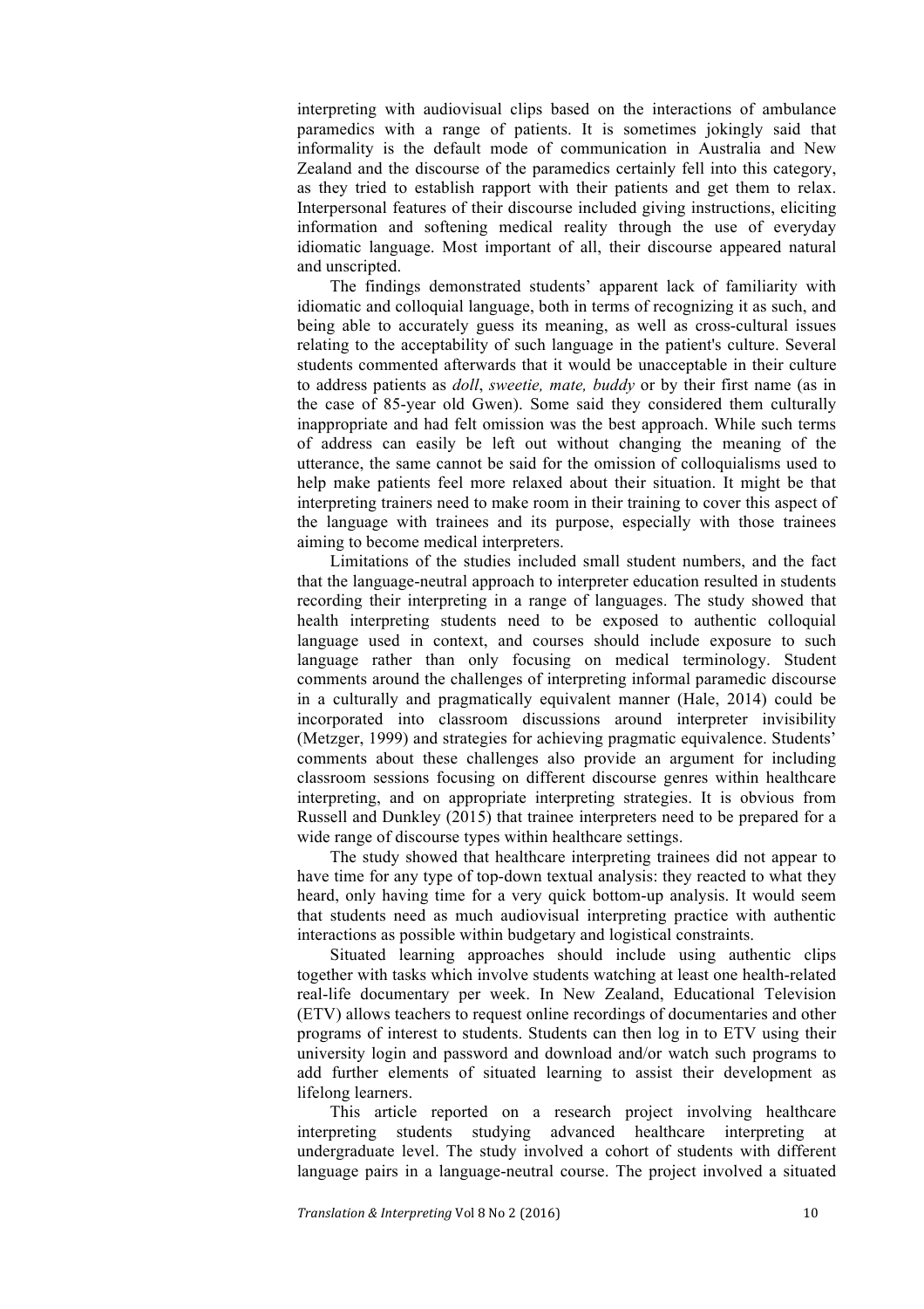interpreting with audiovisual clips based on the interactions of ambulance paramedics with a range of patients. It is sometimes jokingly said that informality is the default mode of communication in Australia and New Zealand and the discourse of the paramedics certainly fell into this category, as they tried to establish rapport with their patients and get them to relax. Interpersonal features of their discourse included giving instructions, eliciting information and softening medical reality through the use of everyday idiomatic language. Most important of all, their discourse appeared natural and unscripted.

The findings demonstrated students' apparent lack of familiarity with idiomatic and colloquial language, both in terms of recognizing it as such, and being able to accurately guess its meaning, as well as cross-cultural issues relating to the acceptability of such language in the patient's culture. Several students commented afterwards that it would be unacceptable in their culture to address patients as *doll*, *sweetie, mate, buddy* or by their first name (as in the case of 85-year old Gwen). Some said they considered them culturally inappropriate and had felt omission was the best approach. While such terms of address can easily be left out without changing the meaning of the utterance, the same cannot be said for the omission of colloquialisms used to help make patients feel more relaxed about their situation. It might be that interpreting trainers need to make room in their training to cover this aspect of the language with trainees and its purpose, especially with those trainees aiming to become medical interpreters.

Limitations of the studies included small student numbers, and the fact that the language-neutral approach to interpreter education resulted in students recording their interpreting in a range of languages. The study showed that health interpreting students need to be exposed to authentic colloquial language used in context, and courses should include exposure to such language rather than only focusing on medical terminology. Student comments around the challenges of interpreting informal paramedic discourse in a culturally and pragmatically equivalent manner (Hale, 2014) could be incorporated into classroom discussions around interpreter invisibility (Metzger, 1999) and strategies for achieving pragmatic equivalence. Students' comments about these challenges also provide an argument for including classroom sessions focusing on different discourse genres within healthcare interpreting, and on appropriate interpreting strategies. It is obvious from Russell and Dunkley (2015) that trainee interpreters need to be prepared for a wide range of discourse types within healthcare settings.

The study showed that healthcare interpreting trainees did not appear to have time for any type of top-down textual analysis: they reacted to what they heard, only having time for a very quick bottom-up analysis. It would seem that students need as much audiovisual interpreting practice with authentic interactions as possible within budgetary and logistical constraints.

Situated learning approaches should include using authentic clips together with tasks which involve students watching at least one health-related real-life documentary per week. In New Zealand, Educational Television (ETV) allows teachers to request online recordings of documentaries and other programs of interest to students. Students can then log in to ETV using their university login and password and download and/or watch such programs to add further elements of situated learning to assist their development as lifelong learners.

This article reported on a research project involving healthcare interpreting students studying advanced healthcare interpreting at undergraduate level. The study involved a cohort of students with different language pairs in a language-neutral course. The project involved a situated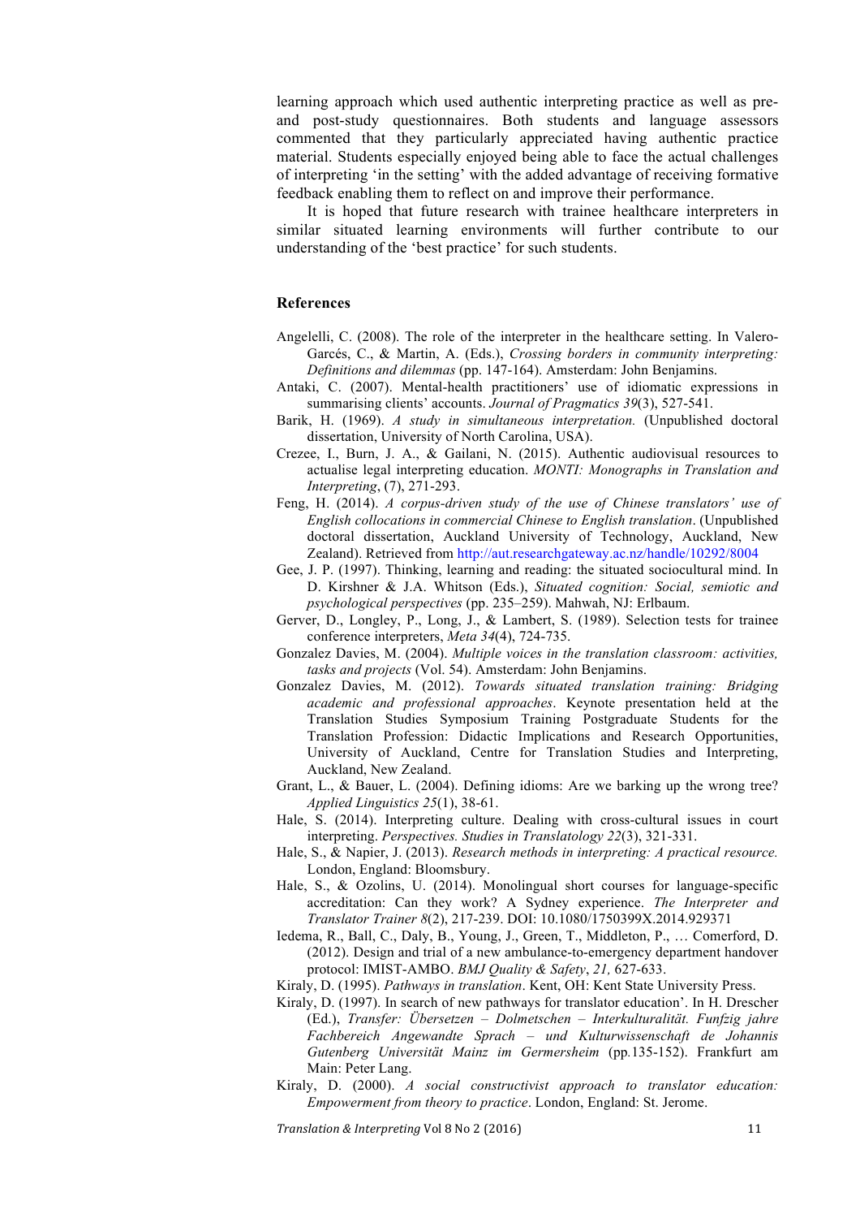learning approach which used authentic interpreting practice as well as pre- and post-study questionnaires. Both students and language assessors commented that they particularly appreciated having authentic practice material. Students especially enjoyed being able to face the actual challenges of interpreting 'in the setting' with the added advantage of receiving formative feedback enabling them to reflect on and improve their performance.

It is hoped that future research with trainee healthcare interpreters in similar situated learning environments will further contribute to our understanding of the 'best practice' for such students.

## References

Angelelli, C. (2008). The role of the interpreter in the healthcare setting. In Valero-Garcés, C., & Martin, A. (Eds.), *Crossing borders in community interpreting: Definitions and dilemmas* (pp. 147-164). Amsterdam: John Benjamins.

Antaki, C. (2007). Mental-health practitioners' use of idiomatic expressions in summarising clients' accounts. *Journal of Pragmatics 39*(3), 527-541.

Barik, H. (1969). *A study in simultaneous interpretation.* (Unpublished doctoral dissertation, University of North Carolina, USA).

Crezee, I., Burn, J. A., & Gailani, N. (2015). Authentic audiovisual resources to actualise legal interpreting education. *MONTI: Monographs in Translation and Interpreting*, (7), 271-293.

Feng, H. (2014). *A corpus-driven study of the use of Chinese translators' use of English collocations in commercial Chinese to English translation*. (Unpublished doctoral dissertation, Auckland University of Technology, Auckland, New Zealand). Retrieved from http://aut.researchgateway.ac.nz/handle/10292/8004

Gee, J. P. (1997). Thinking, learning and reading: the situated sociocultural mind. In D. Kirshner & J.A. Whitson (Eds.), *Situated cognition: Social, semiotic and psychological perspectives* (pp. 235–259). Mahwah, NJ: Erlbaum.

Gerver, D., Longley, P., Long, J., & Lambert, S. (1989). Selection tests for trainee conference interpreters, *Meta 34*(4), 724-735.

Gonzalez Davies, M. (2004). *Multiple voices in the translation classroom: activities, tasks and projects* (Vol. 54). Amsterdam: John Benjamins.

Gonzalez Davies, M. (2012). *Towards situated translation training: Bridging academic and professional approaches*. Keynote presentation held at the Translation Studies Symposium Training Postgraduate Students for the Translation Profession: Didactic Implications and Research Opportunities, University of Auckland, Centre for Translation Studies and Interpreting, Auckland, New Zealand.

Grant, L., & Bauer, L. (2004). Defining idioms: Are we barking up the wrong tree? *Applied Linguistics 25*(1), 38-61.

Hale, S. (2014). Interpreting culture. Dealing with cross-cultural issues in court interpreting. *Perspectives. Studies in Translatology 22*(3), 321-331.

Hale, S., & Napier, J. (2013). *Research methods in interpreting: A practical resource.* London, England: Bloomsbury.

Hale, S., & Ozolins, U. (2014). Monolingual short courses for language-specific accreditation: Can they work? A Sydney experience. *The Interpreter and Translator Trainer 8*(2), 217-239. DOI: 10.1080/1750399X.2014.929371

Iedema, R., Ball, C., Daly, B., Young, J., Green, T., Middleton, P., … Comerford, D. (2012). Design and trial of a new ambulance-to-emergency department handover protocol: IMIST-AMBO. *BMJ Quality & Safety*, *21,* 627-633.

Kiraly, D. (1995). *Pathways in translation*. Kent, OH: Kent State University Press.

Kiraly, D. (1997). In search of new pathways for translator education'. In H. Drescher (Ed.), *Transfer: Übersetzen – Dolmetschen – Interkulturalität. Funfzig jahre Fachbereich Angewandte Sprach – und Kulturwissenschaft de Johannis Gutenberg Universität Mainz im Germersheim* (pp.135-152). Frankfurt am Main: Peter Lang.

Kiraly, D. (2000). *A social constructivist approach to translator education: Empowerment from theory to practice*. London, England: St. Jerome.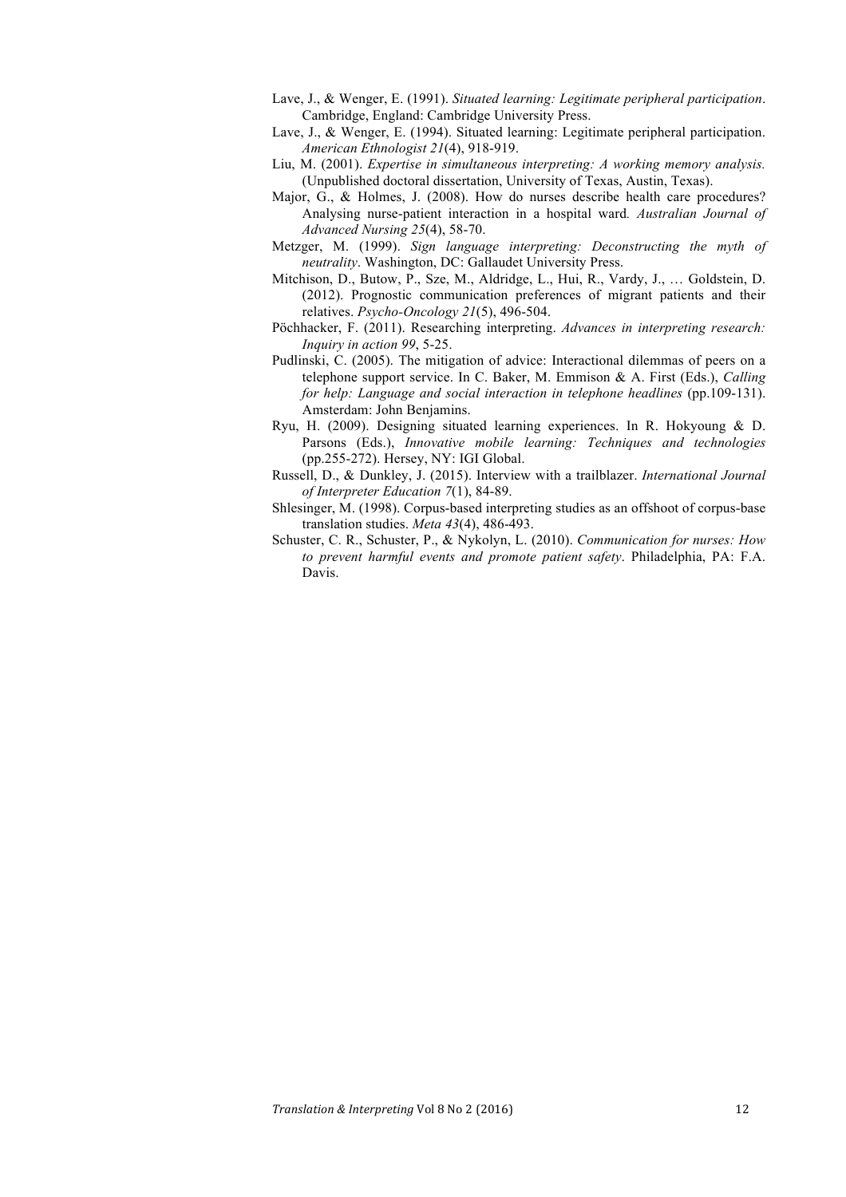Lave, J., & Wenger, E. (1991). *Situated learning: Legitimate peripheral participation*. Cambridge, England: Cambridge University Press.

Lave, J., & Wenger, E. (1994). Situated learning: Legitimate peripheral participation. *American Ethnologist 21*(4), 918-919.

Liu, M. (2001). *Expertise in simultaneous interpreting: A working memory analysis.* (Unpublished doctoral dissertation, University of Texas, Austin, Texas).

Major, G., & Holmes, J. (2008). How do nurses describe health care procedures? Analysing nurse-patient interaction in a hospital ward*. Australian Journal of Advanced Nursing 25*(4), 58-70.

Metzger, M. (1999). *Sign language interpreting: Deconstructing the myth of neutrality*. Washington, DC: Gallaudet University Press.

Mitchison, D., Butow, P., Sze, M., Aldridge, L., Hui, R., Vardy, J., … Goldstein, D. (2012). Prognostic communication preferences of migrant patients and their relatives. *Psycho-Oncology 21*(5), 496-504.

Pöchhacker, F. (2011). Researching interpreting. *Advances in interpreting research: Inquiry in action 99*, 5-25.

Pudlinski, C. (2005). The mitigation of advice: Interactional dilemmas of peers on a telephone support service. In C. Baker, M. Emmison & A. First (Eds.), *Calling for help: Language and social interaction in telephone headlines* (pp.109-131). Amsterdam: John Benjamins.

Ryu, H. (2009). Designing situated learning experiences. In R. Hokyoung & D. Parsons (Eds.), *Innovative mobile learning: Techniques and technologies* (pp.255-272). Hersey, NY: IGI Global.

Russell, D., & Dunkley, J. (2015). Interview with a trailblazer. *International Journal of Interpreter Education 7*(1), 84-89.

Shlesinger, M. (1998). Corpus-based interpreting studies as an offshoot of corpus-base translation studies. *Meta 43*(4), 486-493.

Schuster, C. R., Schuster, P., & Nykolyn, L. (2010). *Communication for nurses: How to prevent harmful events and promote patient safety*. Philadelphia, PA: F.A. Davis.